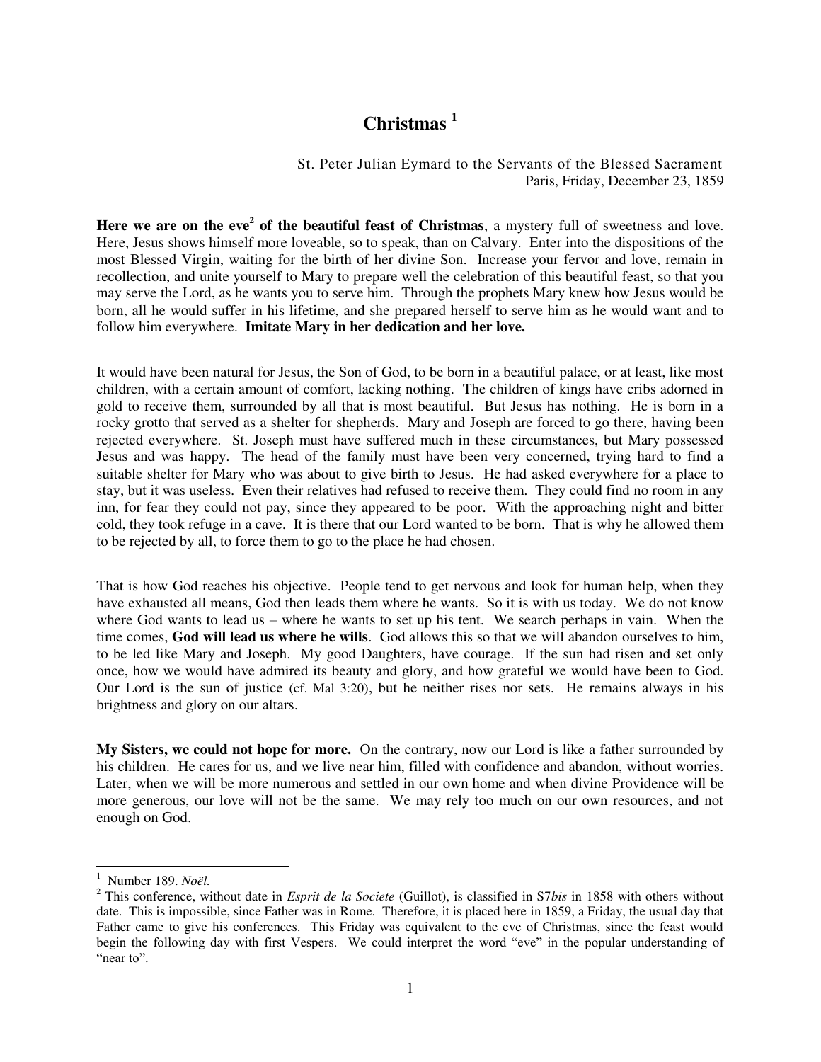# Christmas [1]

St. Peter Julian Eymard to the Servants of the Blessed Sacrament
Paris, Friday, December 23, 1859

**Here we are on the eve[2] of the beautiful feast of Christmas**, a mystery full of sweetness and love. Here, Jesus shows himself more loveable, so to speak, than on Calvary. Enter into the dispositions of the most Blessed Virgin, waiting for the birth of her divine Son. Increase your fervor and love, remain in recollection, and unite yourself to Mary to prepare well the celebration of this beautiful feast, so that you may serve the Lord, as he wants you to serve him. Through the prophets Mary knew how Jesus would be born, all he would suffer in his lifetime, and she prepared herself to serve him as he would want and to follow him everywhere. **Imitate Mary in her dedication and her love.**

It would have been natural for Jesus, the Son of God, to be born in a beautiful palace, or at least, like most children, with a certain amount of comfort, lacking nothing. The children of kings have cribs adorned in gold to receive them, surrounded by all that is most beautiful. But Jesus has nothing. He is born in a rocky grotto that served as a shelter for shepherds. Mary and Joseph are forced to go there, having been rejected everywhere. St. Joseph must have suffered much in these circumstances, but Mary possessed Jesus and was happy. The head of the family must have been very concerned, trying hard to find a suitable shelter for Mary who was about to give birth to Jesus. He had asked everywhere for a place to stay, but it was useless. Even their relatives had refused to receive them. They could find no room in any inn, for fear they could not pay, since they appeared to be poor. With the approaching night and bitter cold, they took refuge in a cave. It is there that our Lord wanted to be born. That is why he allowed them to be rejected by all, to force them to go to the place he had chosen.

That is how God reaches his objective. People tend to get nervous and look for human help, when they have exhausted all means, God then leads them where he wants. So it is with us today. We do not know where God wants to lead us – where he wants to set up his tent. We search perhaps in vain. When the time comes, **God will lead us where he wills**. God allows this so that we will abandon ourselves to him, to be led like Mary and Joseph. My good Daughters, have courage. If the sun had risen and set only once, how we would have admired its beauty and glory, and how grateful we would have been to God. Our Lord is the sun of justice (cf. Mal 3:20), but he neither rises nor sets. He remains always in his brightness and glory on our altars.

**My Sisters, we could not hope for more.** On the contrary, now our Lord is like a father surrounded by his children. He cares for us, and we live near him, filled with confidence and abandon, without worries. Later, when we will be more numerous and settled in our own home and when divine Providence will be more generous, our love will not be the same. We may rely too much on our own resources, and not enough on God.

---

[1] Number 189. *Noël.*

[2] This conference, without date in *Esprit de la Societe* (Guillot), is classified in S7*bis* in 1858 with others without date. This is impossible, since Father was in Rome. Therefore, it is placed here in 1859, a Friday, the usual day that Father came to give his conferences. This Friday was equivalent to the eve of Christmas, since the feast would begin the following day with first Vespers. We could interpret the word "eve" in the popular understanding of "near to".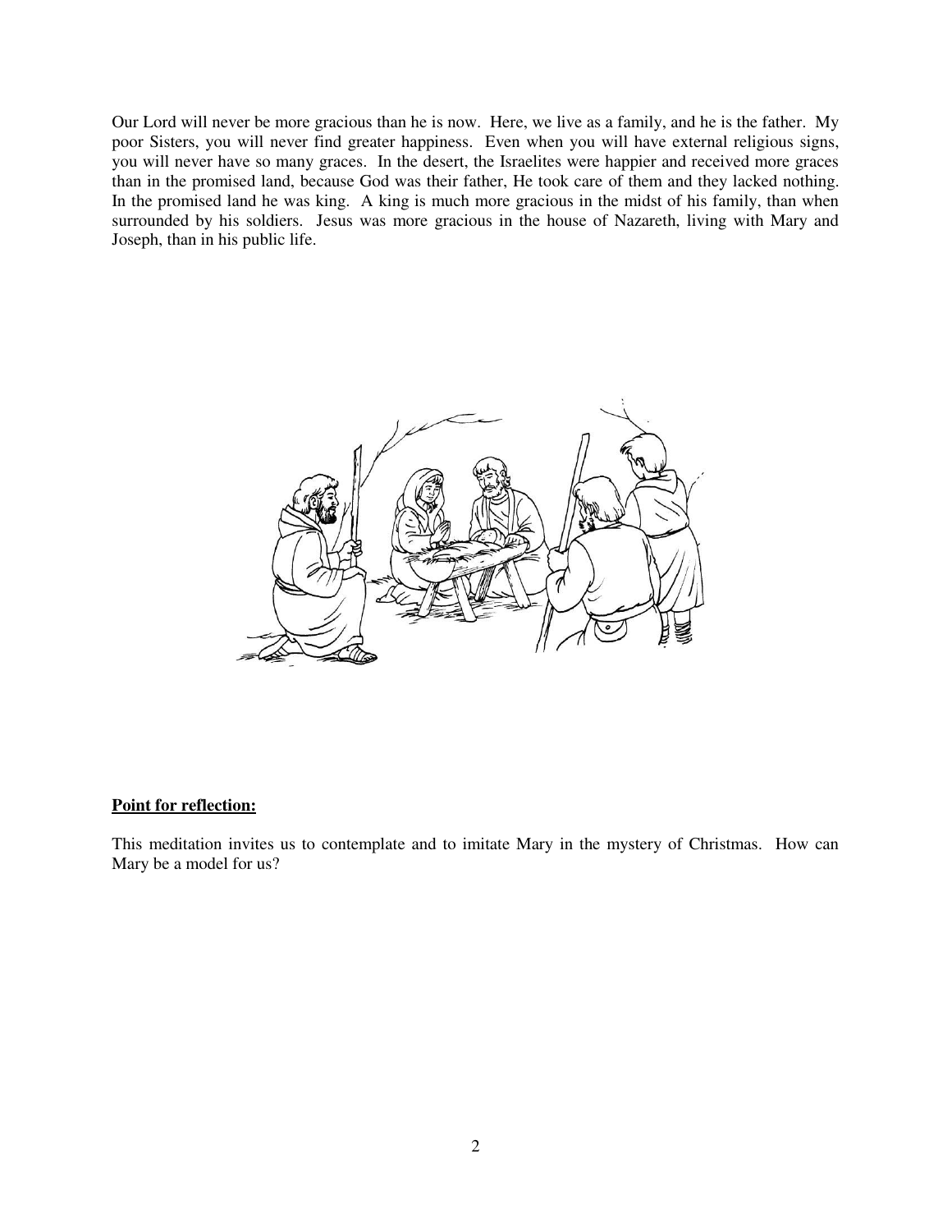Our Lord will never be more gracious than he is now. Here, we live as a family, and he is the father. My poor Sisters, you will never find greater happiness. Even when you will have external religious signs, you will never have so many graces. In the desert, the Israelites were happier and received more graces than in the promised land, because God was their father, He took care of them and they lacked nothing. In the promised land he was king. A king is much more gracious in the midst of his family, than when surrounded by his soldiers. Jesus was more gracious in the house of Nazareth, living with Mary and Joseph, than in his public life.

**<u>Point for reflection:</u>**

This meditation invites us to contemplate and to imitate Mary in the mystery of Christmas. How can Mary be a model for us?